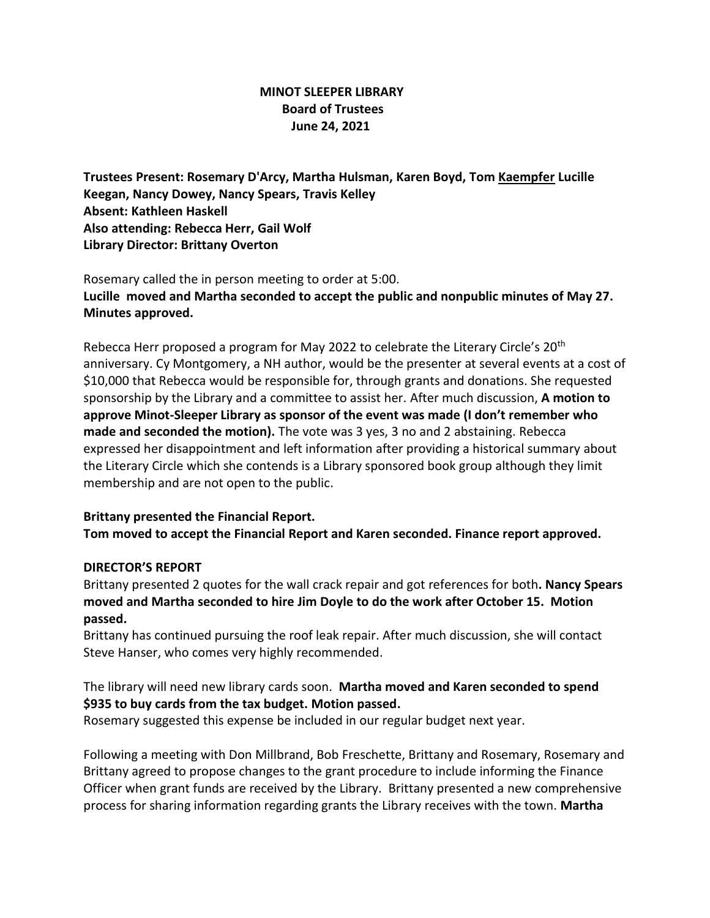**MINOT SLEEPER LIBRARY**
**Board of Trustees**
**June 24, 2021**

**Trustees Present: Rosemary D'Arcy, Martha Hulsman, Karen Boyd, Tom Kaempfer Lucille Keegan, Nancy Dowey, Nancy Spears, Travis Kelley**
**Absent: Kathleen Haskell**
**Also attending: Rebecca Herr, Gail Wolf**
**Library Director: Brittany Overton**

Rosemary called the in person meeting to order at 5:00.
**Lucille moved and Martha seconded to accept the public and nonpublic minutes of May 27. Minutes approved.**

Rebecca Herr proposed a program for May 2022 to celebrate the Literary Circle's 20th anniversary. Cy Montgomery, a NH author, would be the presenter at several events at a cost of $10,000 that Rebecca would be responsible for, through grants and donations. She requested sponsorship by the Library and a committee to assist her. After much discussion, **A motion to approve Minot-Sleeper Library as sponsor of the event was made (I don't remember who made and seconded the motion).** The vote was 3 yes, 3 no and 2 abstaining. Rebecca expressed her disappointment and left information after providing a historical summary about the Literary Circle which she contends is a Library sponsored book group although they limit membership and are not open to the public.

**Brittany presented the Financial Report.**
**Tom moved to accept the Financial Report and Karen seconded. Finance report approved.**

**DIRECTOR'S REPORT**
Brittany presented 2 quotes for the wall crack repair and got references for both**. Nancy Spears moved and Martha seconded to hire Jim Doyle to do the work after October 15. Motion passed.**
Brittany has continued pursuing the roof leak repair. After much discussion, she will contact Steve Hanser, who comes very highly recommended.

The library will need new library cards soon. **Martha moved and Karen seconded to spend $935 to buy cards from the tax budget. Motion passed.**
Rosemary suggested this expense be included in our regular budget next year.

Following a meeting with Don Millbrand, Bob Freschette, Brittany and Rosemary, Rosemary and Brittany agreed to propose changes to the grant procedure to include informing the Finance Officer when grant funds are received by the Library. Brittany presented a new comprehensive process for sharing information regarding grants the Library receives with the town. **Martha**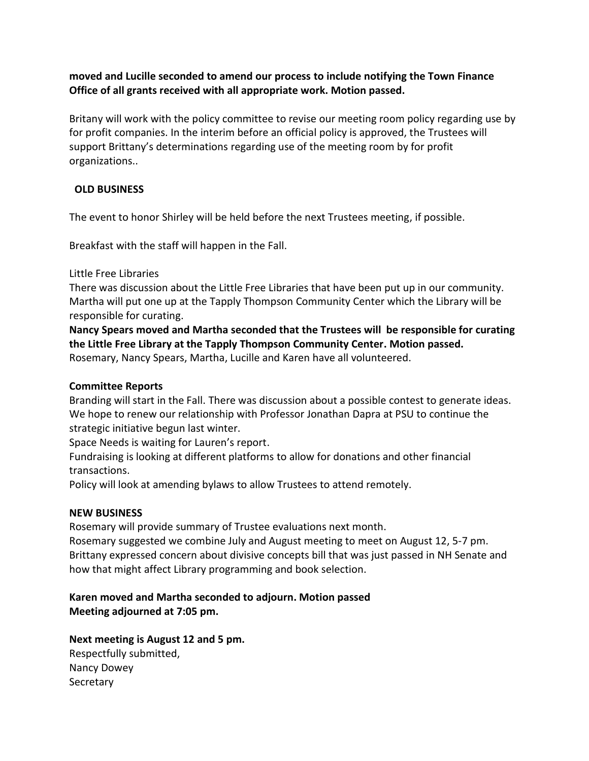**moved and Lucille seconded to amend our process to include notifying the Town Finance Office of all grants received with all appropriate work. Motion passed.**

Britany will work with the policy committee to revise our meeting room policy regarding use by for profit companies. In the interim before an official policy is approved, the Trustees will support Brittany's determinations regarding use of the meeting room by for profit organizations..

**OLD BUSINESS**

The event to honor Shirley will be held before the next Trustees meeting, if possible.

Breakfast with the staff will happen in the Fall.

Little Free Libraries
There was discussion about the Little Free Libraries that have been put up in our community. Martha will put one up at the Tapply Thompson Community Center which the Library will be responsible for curating.
**Nancy Spears moved and Martha seconded that the Trustees will be responsible for curating the Little Free Library at the Tapply Thompson Community Center. Motion passed.**
Rosemary, Nancy Spears, Martha, Lucille and Karen have all volunteered.

**Committee Reports**
Branding will start in the Fall. There was discussion about a possible contest to generate ideas. We hope to renew our relationship with Professor Jonathan Dapra at PSU to continue the strategic initiative begun last winter.
Space Needs is waiting for Lauren's report.
Fundraising is looking at different platforms to allow for donations and other financial transactions.
Policy will look at amending bylaws to allow Trustees to attend remotely.

**NEW BUSINESS**
Rosemary will provide summary of Trustee evaluations next month.
Rosemary suggested we combine July and August meeting to meet on August 12, 5-7 pm.
Brittany expressed concern about divisive concepts bill that was just passed in NH Senate and how that might affect Library programming and book selection.

**Karen moved and Martha seconded to adjourn. Motion passed**
**Meeting adjourned at 7:05 pm.**

**Next meeting is August 12 and 5 pm.**
Respectfully submitted,
Nancy Dowey
Secretary